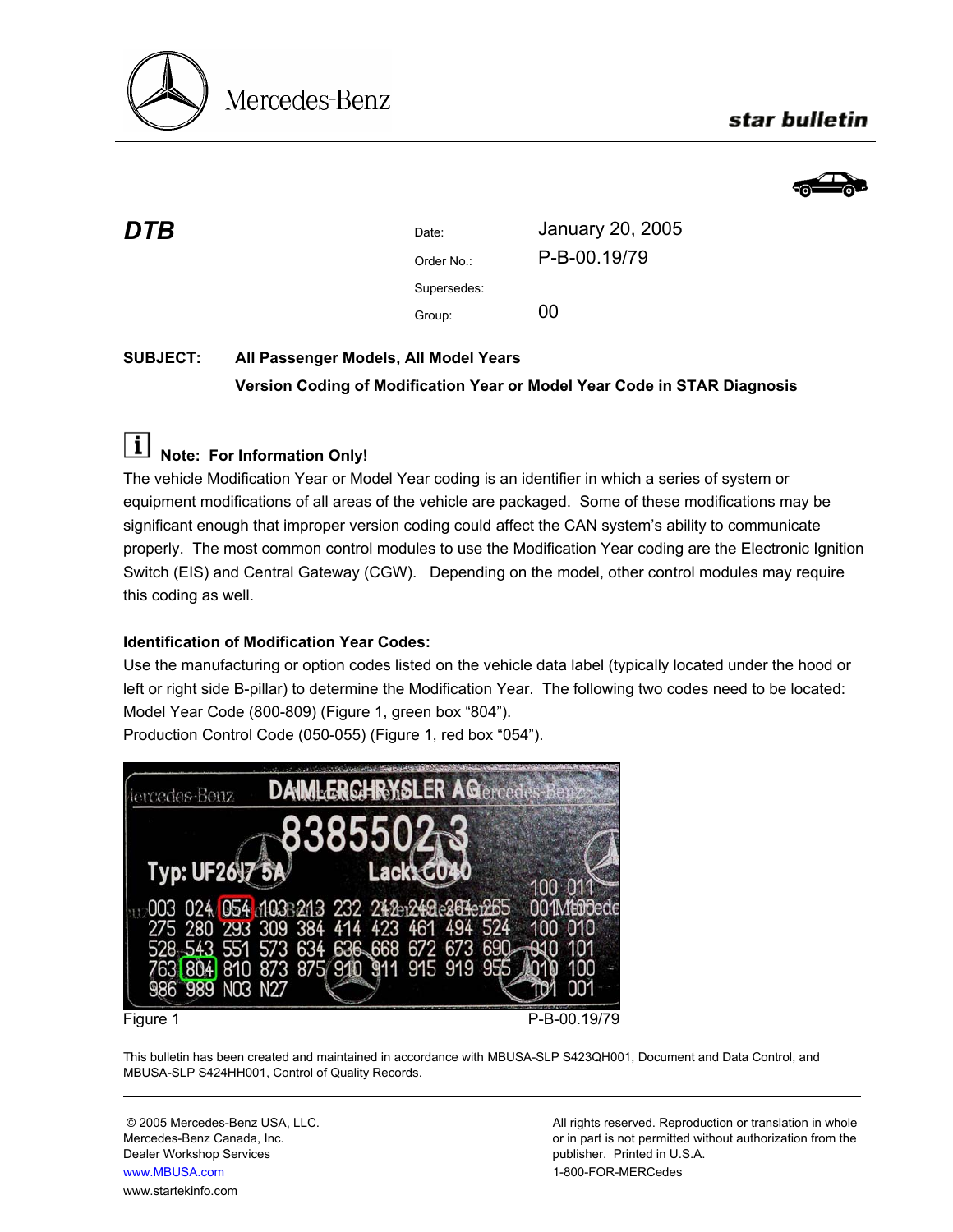**star bulletin**

# DTB

| | |
|---|---|
| Date: | January 20, 2005 |
| Order No.: | P-B-00.19/79 |
| Supersedes: | |
| Group: | 00 |

**SUBJECT: All Passenger Models, All Model Years**
**Version Coding of Modification Year or Model Year Code in STAR Diagnosis**

**Note: For Information Only!**

The vehicle Modification Year or Model Year coding is an identifier in which a series of system or equipment modifications of all areas of the vehicle are packaged. Some of these modifications may be significant enough that improper version coding could affect the CAN system's ability to communicate properly. The most common control modules to use the Modification Year coding are the Electronic Ignition Switch (EIS) and Central Gateway (CGW). Depending on the model, other control modules may require this coding as well.

**Identification of Modification Year Codes:**

Use the manufacturing or option codes listed on the vehicle data label (typically located under the hood or left or right side B-pillar) to determine the Modification Year. The following two codes need to be located:

Model Year Code (800-809) (Figure 1, green box "804").

Production Control Code (050-055) (Figure 1, red box "054").

Figure 1 P-B-00.19/79

This bulletin has been created and maintained in accordance with MBUSA-SLP S423QH001, Document and Data Control, and MBUSA-SLP S424HH001, Control of Quality Records.

© 2005 Mercedes-Benz USA, LLC.
Mercedes-Benz Canada, Inc.
Dealer Workshop Services
www.MBUSA.com
www.startekinfo.com

All rights reserved. Reproduction or translation in whole or in part is not permitted without authorization from the publisher. Printed in U.S.A.
1-800-FOR-MERCedes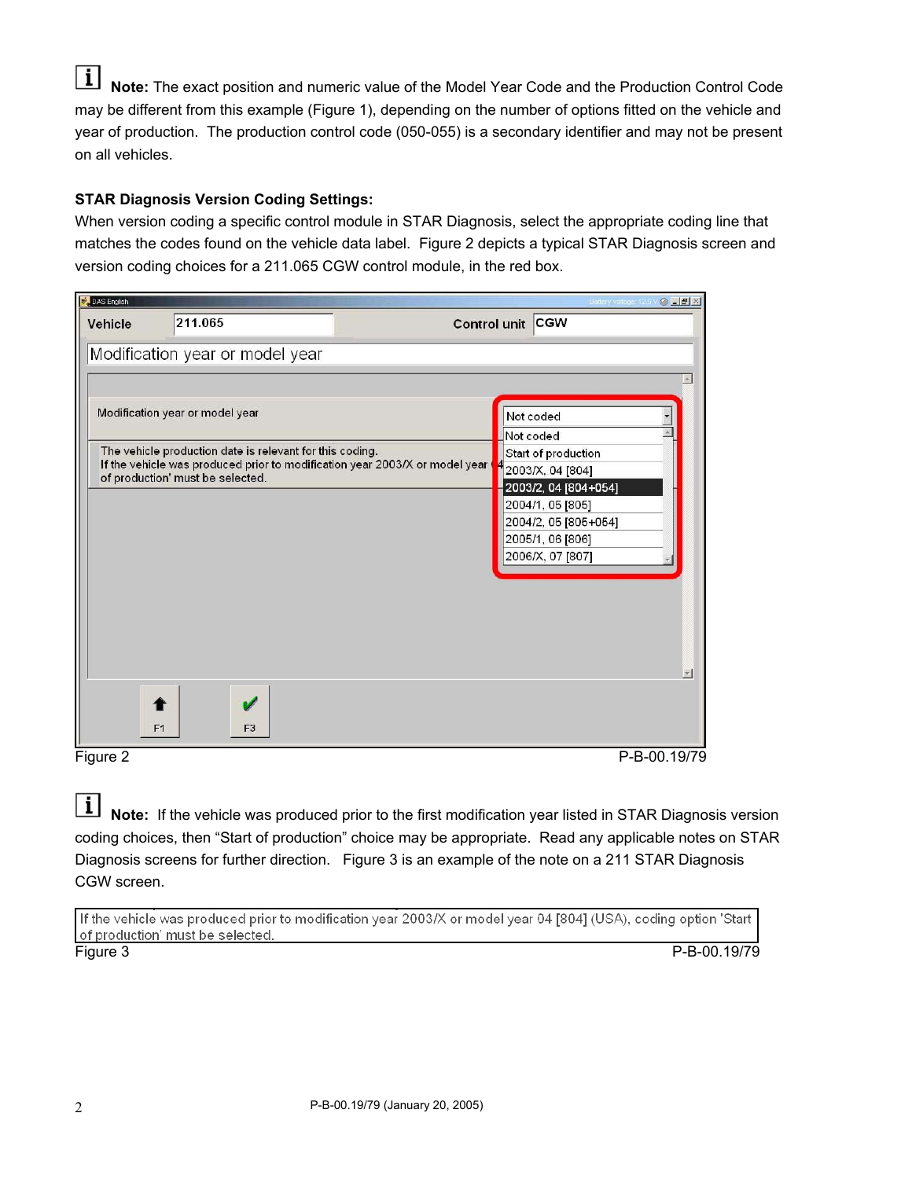**Note:** The exact position and numeric value of the Model Year Code and the Production Control Code may be different from this example (Figure 1), depending on the number of options fitted on the vehicle and year of production. The production control code (050-055) is a secondary identifier and may not be present on all vehicles.

**STAR Diagnosis Version Coding Settings:**

When version coding a specific control module in STAR Diagnosis, select the appropriate coding line that matches the codes found on the vehicle data label. Figure 2 depicts a typical STAR Diagnosis screen and version coding choices for a 211.065 CGW control module, in the red box.

DAS English

Vehicle 211.065

Control unit CGW

Modification year or model year

Modification year or model year

The vehicle production date is relevant for this coding.
If the vehicle was produced prior to modification year 2003/X or model year 04 ... of production' must be selected.

Not coded

Not coded
Start of production
2003/X, 04 [804]
2003/2, 04 [804+054]
2004/1, 05 [805]
2004/2, 05 [805+054]
2005/1, 06 [806]
2006/X, 07 [807]

F1

F3

Figure 2 P-B-00.19/79

**Note:** If the vehicle was produced prior to the first modification year listed in STAR Diagnosis version coding choices, then "Start of production" choice may be appropriate. Read any applicable notes on STAR Diagnosis screens for further direction. Figure 3 is an example of the note on a 211 STAR Diagnosis CGW screen.

If the vehicle was produced prior to modification year 2003/X or model year 04 [804] (USA), coding option 'Start of production' must be selected.

Figure 3 P-B-00.19/79